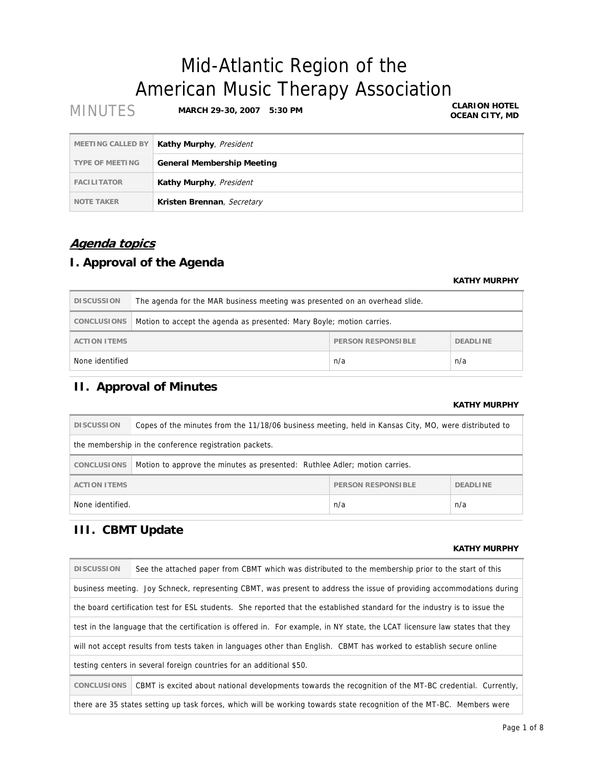# Mid-Atlantic Region of the American Music Therapy Association

MINUTES **MARCH 29-30, 2007 5:30 PM** **CLARION HOTEL OCEAN CITY, MD**

| | |
|---|---|
| MEETING CALLED BY | **Kathy Murphy**, *President* |
| TYPE OF MEETING | **General Membership Meeting** |
| FACILITATOR | **Kathy Murphy**, *President* |
| NOTE TAKER | **Kristen Brennan**, *Secretary* |

## ***Agenda topics***

## I. Approval of the Agenda

**KATHY MURPHY**

| | |
|---|---|
| DISCUSSION | The agenda for the MAR business meeting was presented on an overhead slide. |
| CONCLUSIONS | Motion to accept the agenda as presented: Mary Boyle; motion carries. |

| ACTION ITEMS | PERSON RESPONSIBLE | DEADLINE |
|---|---|---|
| None identified | n/a | n/a |

## II. Approval of Minutes

**KATHY MURPHY**

| | |
|---|---|
| DISCUSSION | Copes of the minutes from the 11/18/06 business meeting, held in Kansas City, MO, were distributed to the membership in the conference registration packets. |
| CONCLUSIONS | Motion to approve the minutes as presented: Ruthlee Adler; motion carries. |

| ACTION ITEMS | PERSON RESPONSIBLE | DEADLINE |
|---|---|---|
| None identified. | n/a | n/a |

## III. CBMT Update

**KATHY MURPHY**

| | |
|---|---|
| DISCUSSION | See the attached paper from CBMT which was distributed to the membership prior to the start of this business meeting. Joy Schneck, representing CBMT, was present to address the issue of providing accommodations during the board certification test for ESL students. She reported that the established standard for the industry is to issue the test in the language that the certification is offered in. For example, in NY state, the LCAT licensure law states that they will not accept results from tests taken in languages other than English. CBMT has worked to establish secure online testing centers in several foreign countries for an additional $50. |
| CONCLUSIONS | CBMT is excited about national developments towards the recognition of the MT-BC credential. Currently, there are 35 states setting up task forces, which will be working towards state recognition of the MT-BC. Members were |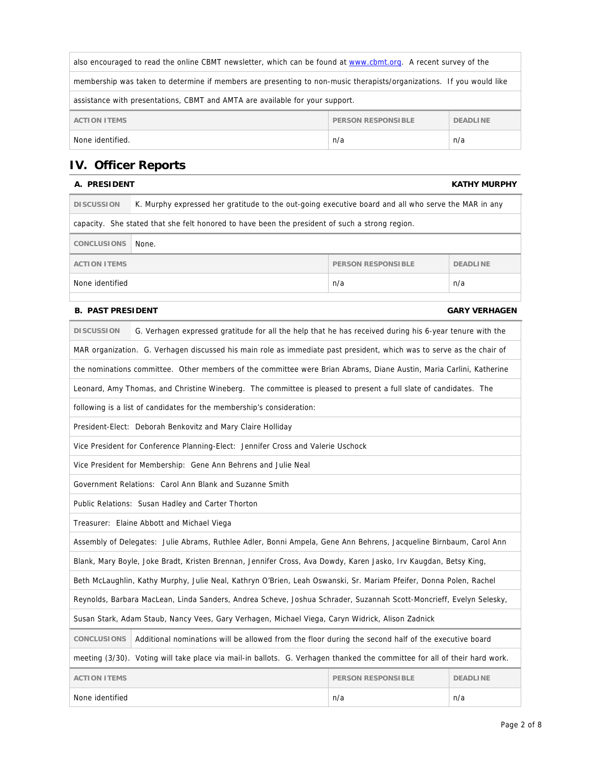also encouraged to read the online CBMT newsletter, which can be found at www.cbmt.org. A recent survey of the membership was taken to determine if members are presenting to non-music therapists/organizations. If you would like assistance with presentations, CBMT and AMTA are available for your support.

| ACTION ITEMS | PERSON RESPONSIBLE | DEADLINE |
|---|---|---|
| None identified. | n/a | n/a |

## IV. Officer Reports

### A. PRESIDENT — KATHY MURPHY

**DISCUSSION** K. Murphy expressed her gratitude to the out-going executive board and all who serve the MAR in any capacity. She stated that she felt honored to have been the president of such a strong region.

**CONCLUSIONS** None.

| ACTION ITEMS | PERSON RESPONSIBLE | DEADLINE |
|---|---|---|
| None identified | n/a | n/a |

### B. PAST PRESIDENT — GARY VERHAGEN

**DISCUSSION** G. Verhagen expressed gratitude for all the help that he has received during his 6-year tenure with the MAR organization. G. Verhagen discussed his main role as immediate past president, which was to serve as the chair of the nominations committee. Other members of the committee were Brian Abrams, Diane Austin, Maria Carlini, Katherine Leonard, Amy Thomas, and Christine Wineberg. The committee is pleased to present a full slate of candidates. The following is a list of candidates for the membership's consideration:

President-Elect: Deborah Benkovitz and Mary Claire Holliday

Vice President for Conference Planning-Elect: Jennifer Cross and Valerie Uschock

Vice President for Membership: Gene Ann Behrens and Julie Neal

Government Relations: Carol Ann Blank and Suzanne Smith

Public Relations: Susan Hadley and Carter Thorton

Treasurer: Elaine Abbott and Michael Viega

Assembly of Delegates: Julie Abrams, Ruthlee Adler, Bonni Ampela, Gene Ann Behrens, Jacqueline Birnbaum, Carol Ann Blank, Mary Boyle, Joke Bradt, Kristen Brennan, Jennifer Cross, Ava Dowdy, Karen Jasko, Irv Kaugdan, Betsy King, Beth McLaughlin, Kathy Murphy, Julie Neal, Kathryn O'Brien, Leah Oswanski, Sr. Mariam Pfeifer, Donna Polen, Rachel Reynolds, Barbara MacLean, Linda Sanders, Andrea Scheve, Joshua Schrader, Suzannah Scott-Moncrieff, Evelyn Selesky, Susan Stark, Adam Staub, Nancy Vees, Gary Verhagen, Michael Viega, Caryn Widrick, Alison Zadnick

**CONCLUSIONS** Additional nominations will be allowed from the floor during the second half of the executive board meeting (3/30). Voting will take place via mail-in ballots. G. Verhagen thanked the committee for all of their hard work.

| ACTION ITEMS | PERSON RESPONSIBLE | DEADLINE |
|---|---|---|
| None identified | n/a | n/a |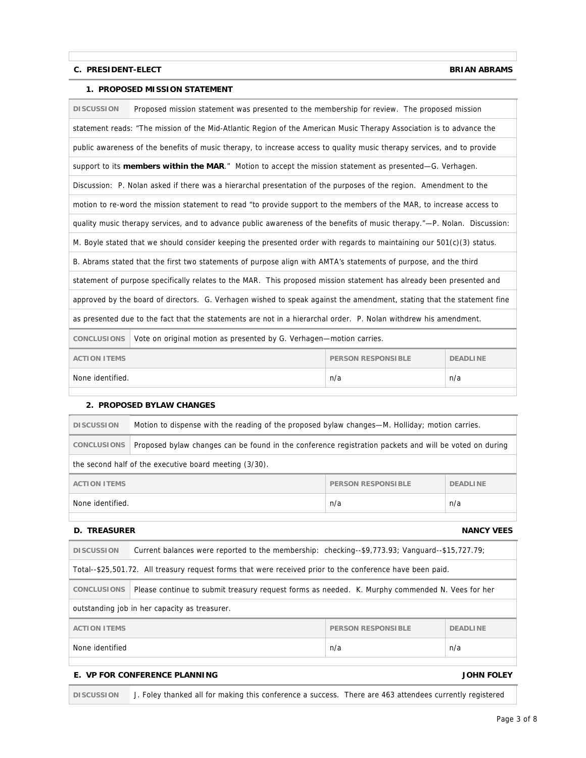### C. PRESIDENT-ELECT — BRIAN ABRAMS

#### 1. PROPOSED MISSION STATEMENT

**DISCUSSION** Proposed mission statement was presented to the membership for review. The proposed mission statement reads: "The mission of the Mid-Atlantic Region of the American Music Therapy Association is to advance the public awareness of the benefits of music therapy, to increase access to quality music therapy services, and to provide support to its **members within the MAR**." Motion to accept the mission statement as presented—G. Verhagen. Discussion: P. Nolan asked if there was a hierarchal presentation of the purposes of the region. Amendment to the motion to re-word the mission statement to read "to provide support to the members of the MAR, to increase access to quality music therapy services, and to advance public awareness of the benefits of music therapy."—P. Nolan. Discussion: M. Boyle stated that we should consider keeping the presented order with regards to maintaining our 501(c)(3) status. B. Abrams stated that the first two statements of purpose align with AMTA's statements of purpose, and the third statement of purpose specifically relates to the MAR. This proposed mission statement has already been presented and approved by the board of directors. G. Verhagen wished to speak against the amendment, stating that the statement fine as presented due to the fact that the statements are not in a hierarchal order. P. Nolan withdrew his amendment.

**CONCLUSIONS** Vote on original motion as presented by G. Verhagen—motion carries.

| ACTION ITEMS | PERSON RESPONSIBLE | DEADLINE |
|---|---|---|
| None identified. | n/a | n/a |

#### 2. PROPOSED BYLAW CHANGES

**DISCUSSION** Motion to dispense with the reading of the proposed bylaw changes—M. Holliday; motion carries.

**CONCLUSIONS** Proposed bylaw changes can be found in the conference registration packets and will be voted on during the second half of the executive board meeting (3/30).

| ACTION ITEMS | PERSON RESPONSIBLE | DEADLINE |
|---|---|---|
| None identified. | n/a | n/a |

### D. TREASURER — NANCY VEES

**DISCUSSION** Current balances were reported to the membership: checking--$9,773.93; Vanguard--$15,727.79; Total--$25,501.72. All treasury request forms that were received prior to the conference have been paid.

**CONCLUSIONS** Please continue to submit treasury request forms as needed. K. Murphy commended N. Vees for her outstanding job in her capacity as treasurer.

| ACTION ITEMS | PERSON RESPONSIBLE | DEADLINE |
|---|---|---|
| None identified | n/a | n/a |

### E. VP FOR CONFERENCE PLANNING — JOHN FOLEY

**DISCUSSION** J. Foley thanked all for making this conference a success. There are 463 attendees currently registered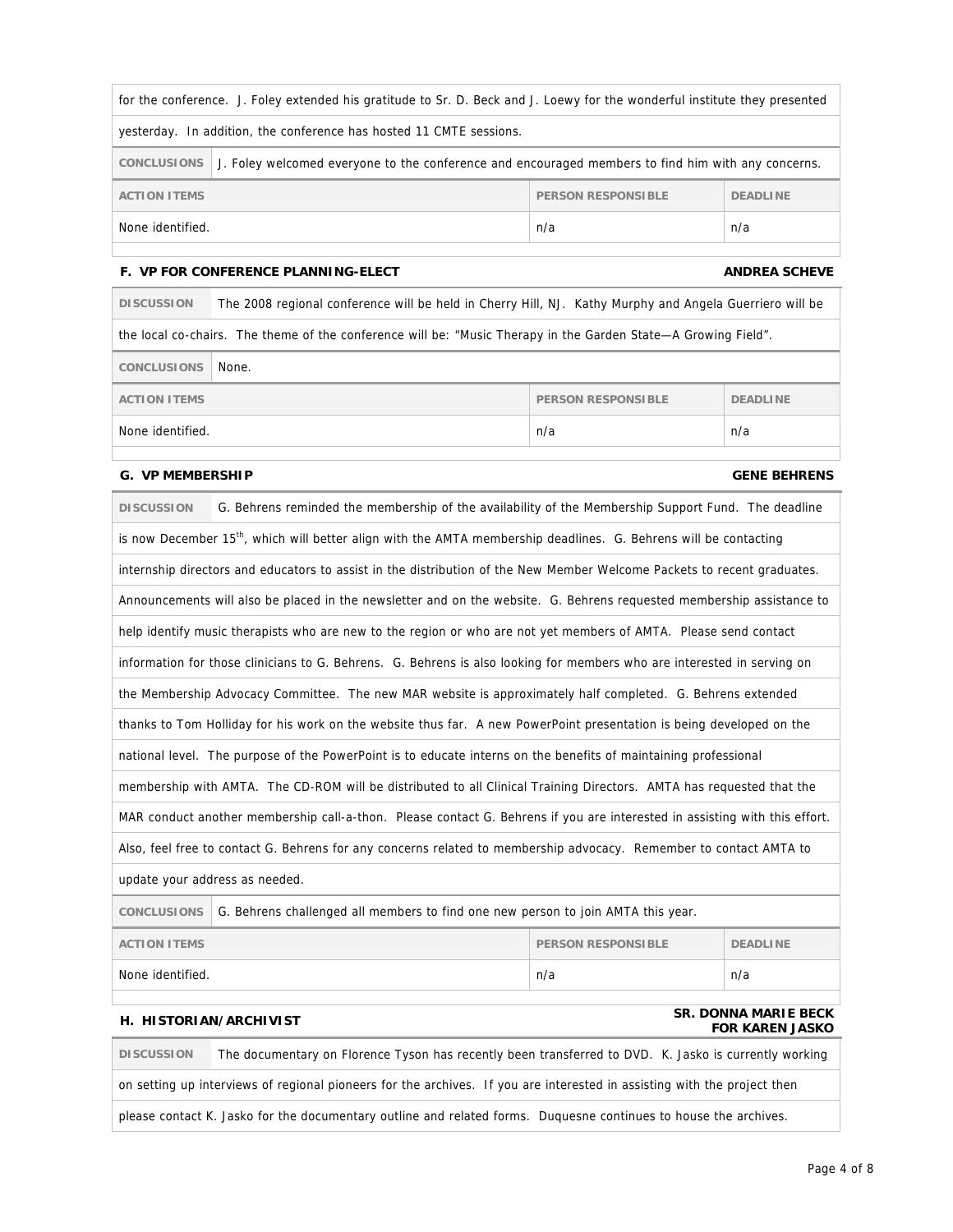for the conference. J. Foley extended his gratitude to Sr. D. Beck and J. Loewy for the wonderful institute they presented yesterday. In addition, the conference has hosted 11 CMTE sessions.

**CONCLUSIONS** J. Foley welcomed everyone to the conference and encouraged members to find him with any concerns.

| ACTION ITEMS | PERSON RESPONSIBLE | DEADLINE |
|---|---|---|
| None identified. | n/a | n/a |

### F. VP FOR CONFERENCE PLANNING-ELECT — ANDREA SCHEVE

**DISCUSSION** The 2008 regional conference will be held in Cherry Hill, NJ. Kathy Murphy and Angela Guerriero will be the local co-chairs. The theme of the conference will be: "Music Therapy in the Garden State—A Growing Field".

**CONCLUSIONS** None.

| ACTION ITEMS | PERSON RESPONSIBLE | DEADLINE |
|---|---|---|
| None identified. | n/a | n/a |

### G. VP MEMBERSHIP — GENE BEHRENS

**DISCUSSION** G. Behrens reminded the membership of the availability of the Membership Support Fund. The deadline is now December 15th, which will better align with the AMTA membership deadlines. G. Behrens will be contacting internship directors and educators to assist in the distribution of the New Member Welcome Packets to recent graduates. Announcements will also be placed in the newsletter and on the website. G. Behrens requested membership assistance to help identify music therapists who are new to the region or who are not yet members of AMTA. Please send contact information for those clinicians to G. Behrens. G. Behrens is also looking for members who are interested in serving on the Membership Advocacy Committee. The new MAR website is approximately half completed. G. Behrens extended thanks to Tom Holliday for his work on the website thus far. A new PowerPoint presentation is being developed on the national level. The purpose of the PowerPoint is to educate interns on the benefits of maintaining professional membership with AMTA. The CD-ROM will be distributed to all Clinical Training Directors. AMTA has requested that the MAR conduct another membership call-a-thon. Please contact G. Behrens if you are interested in assisting with this effort. Also, feel free to contact G. Behrens for any concerns related to membership advocacy. Remember to contact AMTA to update your address as needed.

**CONCLUSIONS** G. Behrens challenged all members to find one new person to join AMTA this year.

| ACTION ITEMS | PERSON RESPONSIBLE | DEADLINE |
|---|---|---|
| None identified. | n/a | n/a |

### H. HISTORIAN/ARCHIVIST — SR. DONNA MARIE BECK FOR KAREN JASKO

**DISCUSSION** The documentary on Florence Tyson has recently been transferred to DVD. K. Jasko is currently working on setting up interviews of regional pioneers for the archives. If you are interested in assisting with the project then please contact K. Jasko for the documentary outline and related forms. Duquesne continues to house the archives.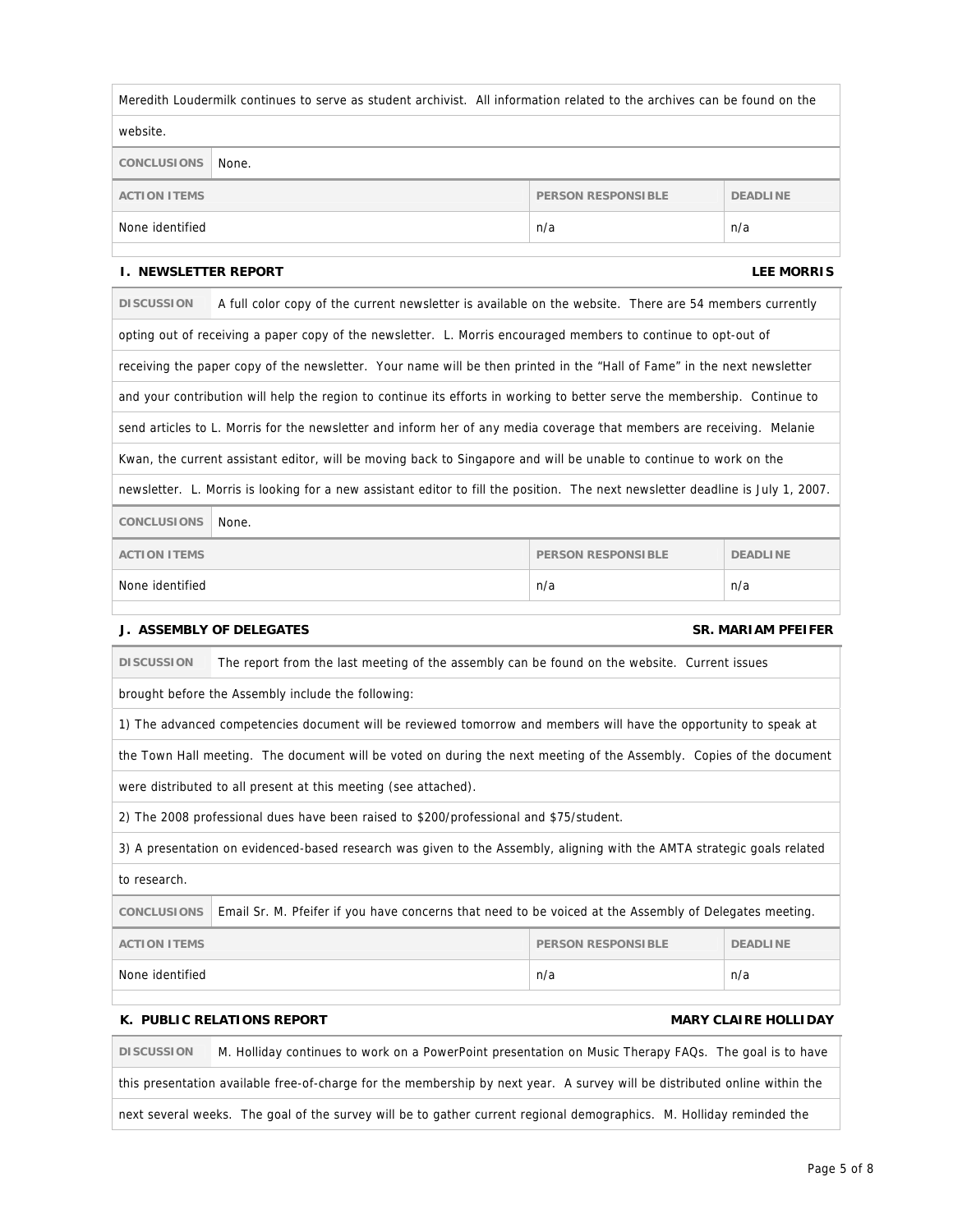Meredith Loudermilk continues to serve as student archivist. All information related to the archives can be found on the website.

**CONCLUSIONS** None.

| ACTION ITEMS | PERSON RESPONSIBLE | DEADLINE |
|---|---|---|
| None identified | n/a | n/a |

### I. NEWSLETTER REPORT — LEE MORRIS

**DISCUSSION** A full color copy of the current newsletter is available on the website. There are 54 members currently opting out of receiving a paper copy of the newsletter. L. Morris encouraged members to continue to opt-out of receiving the paper copy of the newsletter. Your name will be then printed in the "Hall of Fame" in the next newsletter and your contribution will help the region to continue its efforts in working to better serve the membership. Continue to send articles to L. Morris for the newsletter and inform her of any media coverage that members are receiving. Melanie Kwan, the current assistant editor, will be moving back to Singapore and will be unable to continue to work on the newsletter. L. Morris is looking for a new assistant editor to fill the position. The next newsletter deadline is July 1, 2007.

**CONCLUSIONS** None.

| ACTION ITEMS | PERSON RESPONSIBLE | DEADLINE |
|---|---|---|
| None identified | n/a | n/a |

### J. ASSEMBLY OF DELEGATES — SR. MARIAM PFEIFER

**DISCUSSION** The report from the last meeting of the assembly can be found on the website. Current issues brought before the Assembly include the following:

1) The advanced competencies document will be reviewed tomorrow and members will have the opportunity to speak at the Town Hall meeting. The document will be voted on during the next meeting of the Assembly. Copies of the document were distributed to all present at this meeting (see attached).

2) The 2008 professional dues have been raised to $200/professional and $75/student.

3) A presentation on evidenced-based research was given to the Assembly, aligning with the AMTA strategic goals related to research.

**CONCLUSIONS** Email Sr. M. Pfeifer if you have concerns that need to be voiced at the Assembly of Delegates meeting.

| ACTION ITEMS | PERSON RESPONSIBLE | DEADLINE |
|---|---|---|
| None identified | n/a | n/a |

### K. PUBLIC RELATIONS REPORT — MARY CLAIRE HOLLIDAY

**DISCUSSION** M. Holliday continues to work on a PowerPoint presentation on Music Therapy FAQs. The goal is to have this presentation available free-of-charge for the membership by next year. A survey will be distributed online within the next several weeks. The goal of the survey will be to gather current regional demographics. M. Holliday reminded the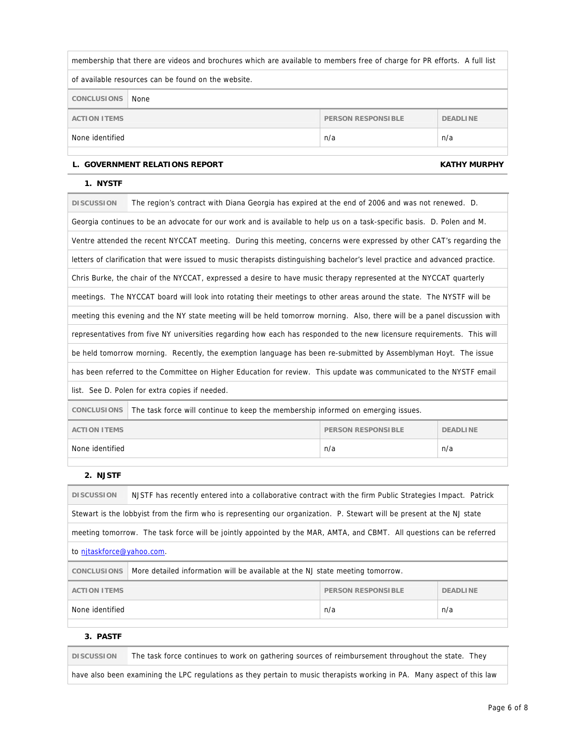membership that there are videos and brochures which are available to members free of charge for PR efforts. A full list of available resources can be found on the website.

**CONCLUSIONS** None

| ACTION ITEMS | PERSON RESPONSIBLE | DEADLINE |
|---|---|---|
| None identified | n/a | n/a |

### L. GOVERNMENT RELATIONS REPORT — KATHY MURPHY

#### 1. NYSTF

**DISCUSSION** The region's contract with Diana Georgia has expired at the end of 2006 and was not renewed. D. Georgia continues to be an advocate for our work and is available to help us on a task-specific basis. D. Polen and M. Ventre attended the recent NYCCAT meeting. During this meeting, concerns were expressed by other CAT's regarding the letters of clarification that were issued to music therapists distinguishing bachelor's level practice and advanced practice. Chris Burke, the chair of the NYCCAT, expressed a desire to have music therapy represented at the NYCCAT quarterly meetings. The NYCCAT board will look into rotating their meetings to other areas around the state. The NYSTF will be meeting this evening and the NY state meeting will be held tomorrow morning. Also, there will be a panel discussion with representatives from five NY universities regarding how each has responded to the new licensure requirements. This will be held tomorrow morning. Recently, the exemption language has been re-submitted by Assemblyman Hoyt. The issue has been referred to the Committee on Higher Education for review. This update was communicated to the NYSTF email list. See D. Polen for extra copies if needed.

**CONCLUSIONS** The task force will continue to keep the membership informed on emerging issues.

| ACTION ITEMS | PERSON RESPONSIBLE | DEADLINE |
|---|---|---|
| None identified | n/a | n/a |

#### 2. NJSTF

**DISCUSSION** NJSTF has recently entered into a collaborative contract with the firm Public Strategies Impact. Patrick Stewart is the lobbyist from the firm who is representing our organization. P. Stewart will be present at the NJ state meeting tomorrow. The task force will be jointly appointed by the MAR, AMTA, and CBMT. All questions can be referred to njtaskforce@yahoo.com.

**CONCLUSIONS** More detailed information will be available at the NJ state meeting tomorrow.

| ACTION ITEMS | PERSON RESPONSIBLE | DEADLINE |
|---|---|---|
| None identified | n/a | n/a |

#### 3. PASTF

**DISCUSSION** The task force continues to work on gathering sources of reimbursement throughout the state. They have also been examining the LPC regulations as they pertain to music therapists working in PA. Many aspect of this law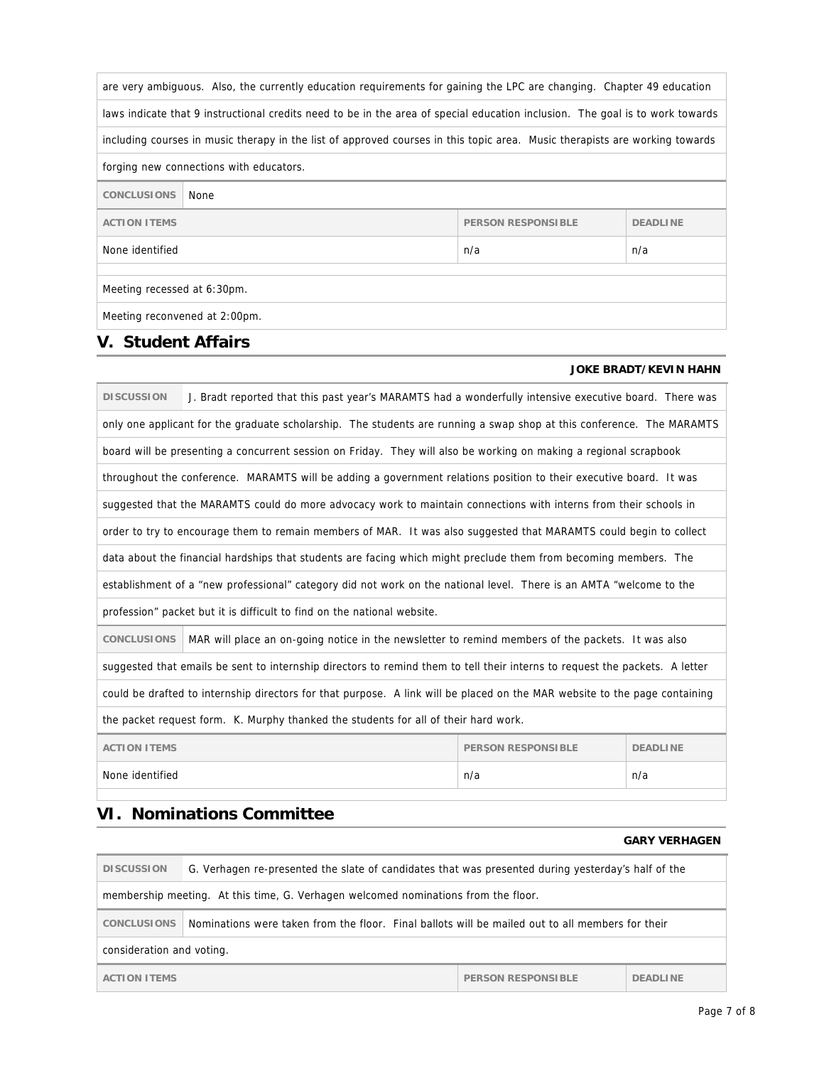are very ambiguous. Also, the currently education requirements for gaining the LPC are changing. Chapter 49 education laws indicate that 9 instructional credits need to be in the area of special education inclusion. The goal is to work towards including courses in music therapy in the list of approved courses in this topic area. Music therapists are working towards forging new connections with educators.

**CONCLUSIONS** None

| ACTION ITEMS | PERSON RESPONSIBLE | DEADLINE |
|---|---|---|
| None identified | n/a | n/a |

Meeting recessed at 6:30pm.

Meeting reconvened at 2:00pm.

## V. Student Affairs

**JOKE BRADT/KEVIN HAHN**

**DISCUSSION** J. Bradt reported that this past year's MARAMTS had a wonderfully intensive executive board. There was only one applicant for the graduate scholarship. The students are running a swap shop at this conference. The MARAMTS board will be presenting a concurrent session on Friday. They will also be working on making a regional scrapbook throughout the conference. MARAMTS will be adding a government relations position to their executive board. It was suggested that the MARAMTS could do more advocacy work to maintain connections with interns from their schools in order to try to encourage them to remain members of MAR. It was also suggested that MARAMTS could begin to collect data about the financial hardships that students are facing which might preclude them from becoming members. The establishment of a "new professional" category did not work on the national level. There is an AMTA "welcome to the profession" packet but it is difficult to find on the national website.

**CONCLUSIONS** MAR will place an on-going notice in the newsletter to remind members of the packets. It was also suggested that emails be sent to internship directors to remind them to tell their interns to request the packets. A letter could be drafted to internship directors for that purpose. A link will be placed on the MAR website to the page containing the packet request form. K. Murphy thanked the students for all of their hard work.

| ACTION ITEMS | PERSON RESPONSIBLE | DEADLINE |
|---|---|---|
| None identified | n/a | n/a |

## VI. Nominations Committee

**GARY VERHAGEN**

**DISCUSSION** G. Verhagen re-presented the slate of candidates that was presented during yesterday's half of the membership meeting. At this time, G. Verhagen welcomed nominations from the floor.

**CONCLUSIONS** Nominations were taken from the floor. Final ballots will be mailed out to all members for their consideration and voting.

| ACTION ITEMS | PERSON RESPONSIBLE | DEADLINE |
|---|---|---|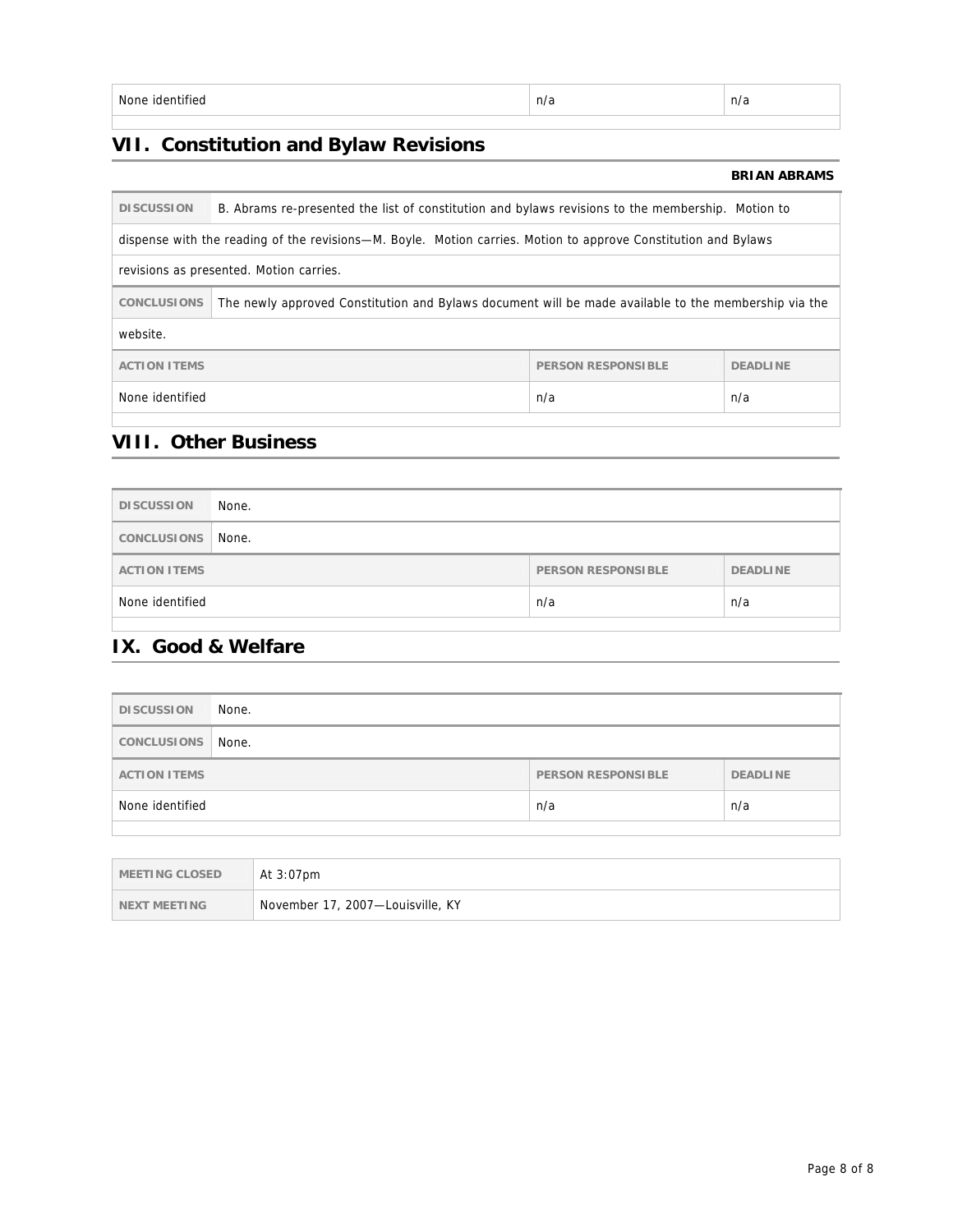| | | |
|---|---|---|
| None identified | n/a | n/a |

## VII. Constitution and Bylaw Revisions

**BRIAN ABRAMS**

| | |
|---|---|
| DISCUSSION | B. Abrams re-presented the list of constitution and bylaws revisions to the membership. Motion to dispense with the reading of the revisions—M. Boyle. Motion carries. Motion to approve Constitution and Bylaws revisions as presented. Motion carries. |
| CONCLUSIONS | The newly approved Constitution and Bylaws document will be made available to the membership via the website. |

| ACTION ITEMS | PERSON RESPONSIBLE | DEADLINE |
|---|---|---|
| None identified | n/a | n/a |

## VIII. Other Business

| | |
|---|---|
| DISCUSSION | None. |
| CONCLUSIONS | None. |

| ACTION ITEMS | PERSON RESPONSIBLE | DEADLINE |
|---|---|---|
| None identified | n/a | n/a |

## IX. Good & Welfare

| | |
|---|---|
| DISCUSSION | None. |
| CONCLUSIONS | None. |

| ACTION ITEMS | PERSON RESPONSIBLE | DEADLINE |
|---|---|---|
| None identified | n/a | n/a |

| | |
|---|---|
| MEETING CLOSED | At 3:07pm |
| NEXT MEETING | November 17, 2007—Louisville, KY |